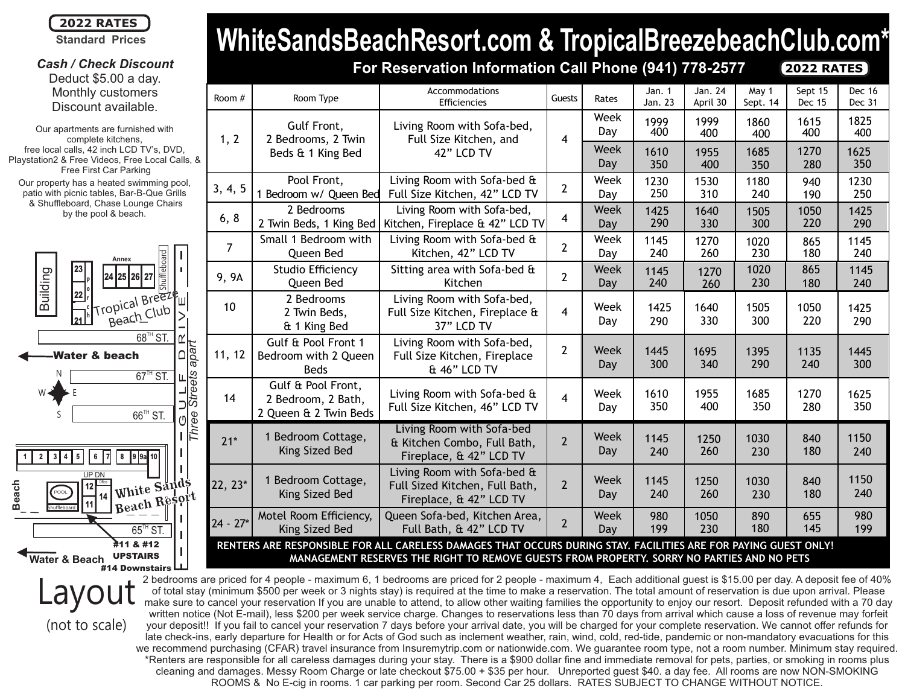**2022 RATES**
**Standard Prices**

***Cash / Check Discount***
Deduct $5.00 a day.
Monthly customers
Discount available.

Our apartments are furnished with complete kitchens, free local calls, 42 inch LCD TV's, DVD, Playstation2 & Free Videos, Free Local Calls, & Free First Car Parking

Our property has a heated swimming pool, patio with picnic tables, Bar-B-Que Grills & Shuffleboard, Chase Lounge Chairs by the pool & beach.

Building | 23 | 22 | 21 | Porch | Annex | 24 | 25 | 26 | 27 | Shuffleboard | Tropical Breeze Beach Club | 68TH ST. | Water & beach | N | W | E | S | 67TH ST. | 66TH ST. | GULF DRIVE | Three Streets apart | 1 | 2 | 3 | 4 | 5 | 6 | 7 | 8 | 9 | 9a | 10 | UP DN | Beach | POOL | Shuffleboard | 12 | Office | 11 | 14 | White Sands Beach Resort | 65TH ST. | Water & Beach | #11 & #12 UPSTAIRS | #14 Downstairs

# Layout
(not to scale)

# WhiteSandsBeachResort.com & TropicalBreezebeachClub.com*

**For Reservation Information Call Phone (941) 778-2577** **2022 RATES**

| Room # | Room Type | Accommodations Efficiencies | Guests | Rates | Jan. 1 Jan. 23 | Jan. 24 April 30 | May 1 Sept. 14 | Sept 15 Dec 15 | Dec 16 Dec 31 |
|---|---|---|---|---|---|---|---|---|---|
| 1, 2 | Gulf Front, 2 Bedrooms, 2 Twin Beds & 1 King Bed | Living Room with Sofa-bed, Full Size Kitchen, and 42" LCD TV | 4 | Week Day | 1999 400 | 1999 400 | 1860 400 | 1615 400 | 1825 400 |
| | | | | Week Day | 1610 350 | 1955 400 | 1685 350 | 1270 280 | 1625 350 |
| 3, 4, 5 | Pool Front, 1 Bedroom w/ Queen Bed | Living Room with Sofa-bed & Full Size Kitchen, 42" LCD TV | 2 | Week Day | 1230 250 | 1530 310 | 1180 240 | 940 190 | 1230 250 |
| 6, 8 | 2 Bedrooms 2 Twin Beds, 1 King Bed | Living Room with Sofa-bed, Kitchen, Fireplace & 42" LCD TV | 4 | Week Day | 1425 290 | 1640 330 | 1505 300 | 1050 220 | 1425 290 |
| 7 | Small 1 Bedroom with Queen Bed | Living Room with Sofa-bed & Kitchen, 42" LCD TV | 2 | Week Day | 1145 240 | 1270 260 | 1020 230 | 865 180 | 1145 240 |
| 9, 9A | Studio Efficiency Queen Bed | Sitting area with Sofa-bed & Kitchen | 2 | Week Day | 1145 240 | 1270 260 | 1020 230 | 865 180 | 1145 240 |
| 10 | 2 Bedrooms 2 Twin Beds, & 1 King Bed | Living Room with Sofa-bed, Full Size Kitchen, Fireplace & 37" LCD TV | 4 | Week Day | 1425 290 | 1640 330 | 1505 300 | 1050 220 | 1425 290 |
| 11, 12 | Gulf & Pool Front 1 Bedroom with 2 Queen Beds | Living Room with Sofa-bed, Full Size Kitchen, Fireplace & 46" LCD TV | 2 | Week Day | 1445 300 | 1695 340 | 1395 290 | 1135 240 | 1445 300 |
| 14 | Gulf & Pool Front, 2 Bedroom, 2 Bath, 2 Queen & 2 Twin Beds | Living Room with Sofa-bed & Full Size Kitchen, 46" LCD TV | 4 | Week Day | 1610 350 | 1955 400 | 1685 350 | 1270 280 | 1625 350 |
| 21* | 1 Bedroom Cottage, King Sized Bed | Living Room with Sofa-bed & Kitchen Combo, Full Bath, Fireplace, & 42" LCD TV | 2 | Week Day | 1145 240 | 1250 260 | 1030 230 | 840 180 | 1150 240 |
| 22, 23* | 1 Bedroom Cottage, King Sized Bed | Living Room with Sofa-bed & Full Sized Kitchen, Full Bath, Fireplace, & 42" LCD TV | 2 | Week Day | 1145 240 | 1250 260 | 1030 230 | 840 180 | 1150 240 |
| 24 - 27* | Motel Room Efficiency, King Sized Bed | Queen Sofa-bed, Kitchen Area, Full Bath, & 42" LCD TV | 2 | Week Day | 980 199 | 1050 230 | 890 180 | 655 145 | 980 199 |

**RENTERS ARE RESPONSIBLE FOR ALL CARELESS DAMAGES THAT OCCURS DURING STAY. FACILITIES ARE FOR PAYING GUEST ONLY! MANAGEMENT RESERVES THE RIGHT TO REMOVE GUESTS FROM PROPERTY. SORRY NO PARTIES AND NO PETS**

2 bedrooms are priced for 4 people - maximum 6, 1 bedrooms are priced for 2 people - maximum 4, Each additional guest is $15.00 per day. A deposit fee of 40% of total stay (minimum $500 per week or 3 nights stay) is required at the time to make a reservation. The total amount of reservation is due upon arrival. Please make sure to cancel your reservation If you are unable to attend, to allow other waiting families the opportunity to enjoy our resort. Deposit refunded with a 70 day written notice (Not E-mail), less $200 per week service charge. Changes to reservations less than 70 days from arrival which cause a loss of revenue may forfeit your deposit!! If you fail to cancel your reservation 7 days before your arrival date, you will be charged for your complete reservation. We cannot offer refunds for late check-ins, early departure for Health or for Acts of God such as inclement weather, rain, wind, cold, red-tide, pandemic or non-mandatory evacuations for this we recommend purchasing (CFAR) travel insurance from Insuremytrip.com or nationwide.com. We guarantee room type, not a room number. Minimum stay required. *Renters are responsible for all careless damages during your stay. There is a $900 dollar fine and immediate removal for pets, parties, or smoking in rooms plus cleaning and damages. Messy Room Charge or late checkout $75.00 + $35 per hour. Unreported guest $40. a day fee. All rooms are now NON-SMOKING ROOMS & No E-cig in rooms. 1 car parking per room. Second Car 25 dollars. RATES SUBJECT TO CHANGE WITHOUT NOTICE.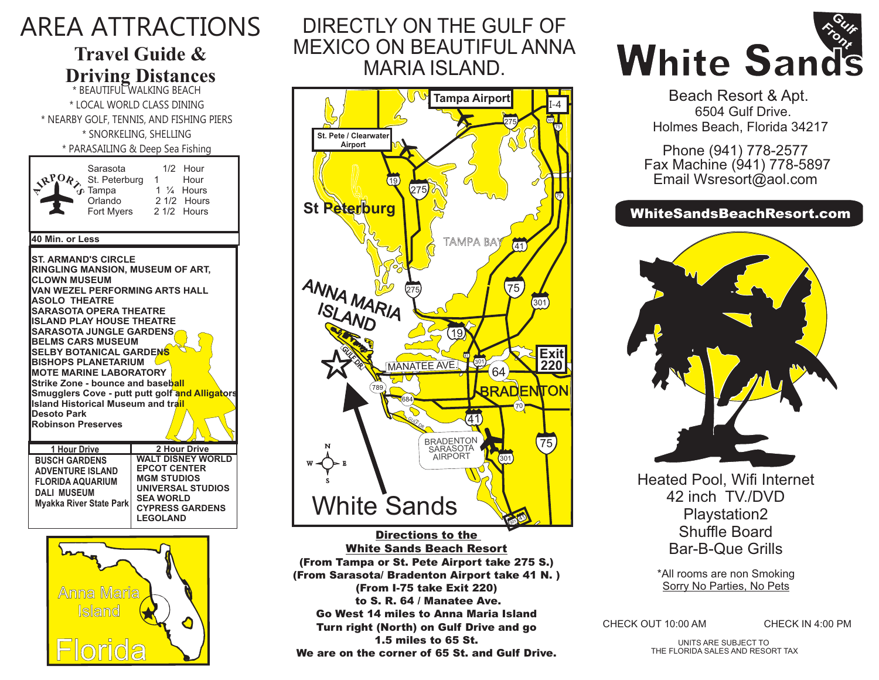# AREA ATTRACTIONS

## Travel Guide & Driving Distances

* BEAUTIFUL WALKING BEACH
* LOCAL WORLD CLASS DINING
* NEARBY GOLF, TENNIS, AND FISHING PIERS
* SNORKELING, SHELLING
* PARASAILING & Deep Sea Fishing

**AIRPORTS**

| | |
|---|---|
| Sarasota | 1/2 Hour |
| St. Peterburg | 1 Hour |
| Tampa | 1 ¼ Hours |
| Orlando | 2 1/2 Hours |
| Fort Myers | 2 1/2 Hours |

**40 Min. or Less**

**ST. ARMAND'S CIRCLE**
**RINGLING MANSION, MUSEUM OF ART, CLOWN MUSEUM**
**VAN WEZEL PERFORMING ARTS HALL**
**ASOLO THEATRE**
**SARASOTA OPERA THEATRE**
**ISLAND PLAY HOUSE THEATRE**
**SARASOTA JUNGLE GARDENS**
**BELMS CARS MUSEUM**
**SELBY BOTANICAL GARDENS**
**BISHOPS PLANETARIUM**
**MOTE MARINE LABORATORY**
**Strike Zone - bounce and baseball**
**Smugglers Cove - putt putt golf and Alligators**
**Island Historical Museum and trail**
**Desoto Park**
**Robinson Preserves**

| 1 Hour Drive | 2 Hour Drive |
|---|---|
| BUSCH GARDENS | WALT DISNEY WORLD |
| ADVENTURE ISLAND | EPCOT CENTER |
| FLORIDA AQUARIUM | MGM STUDIOS |
| DALI MUSEUM | UNIVERSAL STUDIOS |
| Myakka River State Park | SEA WORLD |
| | CYPRESS GARDENS |
| | LEGOLAND |

Anna Maria Island
Florida

# DIRECTLY ON THE GULF OF MEXICO ON BEAUTIFUL ANNA MARIA ISLAND.

Tampa Airport
I-4
St. Pete / Clearwater Airport
St Peterburg
TAMPA BAY
ANNA MARIA ISLAND
GULF DR
MANATEE AVE.
Exit 220
64
BRADENTON
BRADENTON SARASOTA AIRPORT
N W E S
White Sands

**Directions to the White Sands Beach Resort**

**(From Tampa or St. Pete Airport take 275 S.)**
**(From Sarasota/ Bradenton Airport take 41 N. )**
**(From I-75 take Exit 220)**
**to S. R. 64 / Manatee Ave.**
**Go West 14 miles to Anna Maria Island**
**Turn right (North) on Gulf Drive and go 1.5 miles to 65 St.**
**We are on the corner of 65 St. and Gulf Drive.**

# White Sands

Gulf Front

Beach Resort & Apt.
6504 Gulf Drive.
Holmes Beach, Florida 34217

Phone (941) 778-2577
Fax Machine (941) 778-5897
Email Wsresort@aol.com

**WhiteSandsBeachResort.com**

Heated Pool, Wifi Internet
42 inch TV./DVD
Playstation2
Shuffle Board
Bar-B-Que Grills

*All rooms are non Smoking
Sorry No Parties, No Pets

CHECK OUT 10:00 AM
CHECK IN 4:00 PM

UNITS ARE SUBJECT TO THE FLORIDA SALES AND RESORT TAX